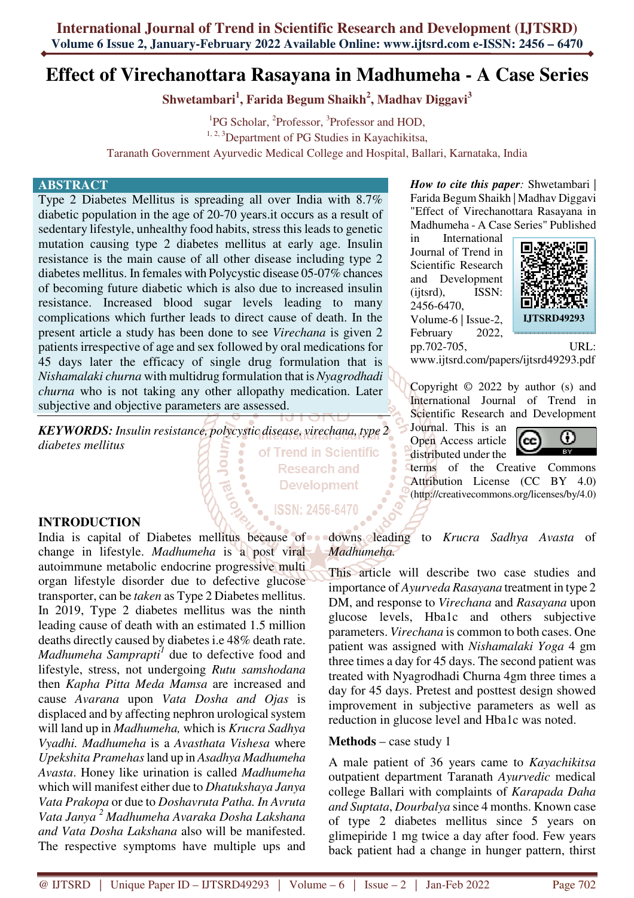# Effect of Virechanottara Rasayana in Madhumeha - A Case Series

**Shwetambari[1], Farida Begum Shaikh[2], Madhav Diggavi[3]**

[1]PG Scholar, [2]Professor, [3]Professor and HOD,
[1, 2, 3]Department of PG Studies in Kayachikitsa,
Taranath Government Ayurvedic Medical College and Hospital, Ballari, Karnataka, India

## ABSTRACT

Type 2 Diabetes Mellitus is spreading all over India with 8.7% diabetic population in the age of 20-70 years.it occurs as a result of sedentary lifestyle, unhealthy food habits, stress this leads to genetic mutation causing type 2 diabetes mellitus at early age. Insulin resistance is the main cause of all other disease including type 2 diabetes mellitus. In females with Polycystic disease 05-07% chances of becoming future diabetic which is also due to increased insulin resistance. Increased blood sugar levels leading to many complications which further leads to direct cause of death. In the present article a study has been done to see *Virechana* is given 2 patients irrespective of age and sex followed by oral medications for 45 days later the efficacy of single drug formulation that is *Nishamalaki churna* with multidrug formulation that is *Nyagrodhadi churna* who is not taking any other allopathy medication. Later subjective and objective parameters are assessed.

***KEYWORDS:*** *Insulin resistance, polycystic disease, virechana, type 2 diabetes mellitus*

***How to cite this paper:*** Shwetambari | Farida Begum Shaikh | Madhav Diggavi "Effect of Virechanottara Rasayana in Madhumeha - A Case Series" Published in International Journal of Trend in Scientific Research and Development (ijtsrd), ISSN: 2456-6470, Volume-6 | Issue-2, February 2022, pp.702-705, URL: www.ijtsrd.com/papers/ijtsrd49293.pdf

IJTSRD49293

Copyright © 2022 by author (s) and International Journal of Trend in Scientific Research and Development Journal. This is an Open Access article distributed under the terms of the Creative Commons Attribution License (CC BY 4.0) (http://creativecommons.org/licenses/by/4.0)

## INTRODUCTION

India is capital of Diabetes mellitus because of change in lifestyle. *Madhumeha* is a post viral autoimmune metabolic endocrine progressive multi organ lifestyle disorder due to defective glucose transporter, can be *taken* as Type 2 Diabetes mellitus. In 2019, Type 2 diabetes mellitus was the ninth leading cause of death with an estimated 1.5 million deaths directly caused by diabetes i.e 48% death rate. *Madhumeha Samprapti*[1] due to defective food and lifestyle, stress, not undergoing *Rutu samshodana* then *Kapha Pitta Meda Mamsa* are increased and cause *Avarana* upon *Vata Dosha and Ojas* is displaced and by affecting nephron urological system will land up in *Madhumeha,* which is *Krucra Sadhya Vyadhi. Madhumeha* is a *Avasthata Vishesa* where *Upekshita Pramehas* land up in *Asadhya Madhumeha Upekshita Avasta*. Honey like urination is called *Madhumeha* which will manifest either due to *Dhatukshaya Janya Vata Prakopa* or due to *Doshavruta Patha. In Avruta Vata Janya* [2] *Madhumeha Avaraka Dosha Lakshana and Vata Dosha Lakshana* also will be manifested. The respective symptoms have multiple ups and downs leading to *Krucra Sadhya Avasta* of *Madhumeha.*

This article will describe two case studies and importance of *Ayurveda Rasayana* treatment in type 2 DM, and response to *Virechana* and *Rasayana* upon glucose levels, Hba1c and others subjective parameters. *Virechana* is common to both cases. One patient was assigned with *Nishamalaki Yoga* 4 gm three times a day for 45 days. The second patient was treated with Nyagrodhadi Churna 4gm three times a day for 45 days. Pretest and posttest design showed improvement in subjective parameters as well as reduction in glucose level and Hba1c was noted.

**Methods** – case study 1

A male patient of 36 years came to *Kayachikitsa* outpatient department Taranath *Ayurvedic* medical college Ballari with complaints of *Karapada Daha and Suptata*, *Dourbalya* since 4 months. Known case of type 2 diabetes mellitus since 5 years on glimepiride 1 mg twice a day after food. Few years back patient had a change in hunger pattern, thirst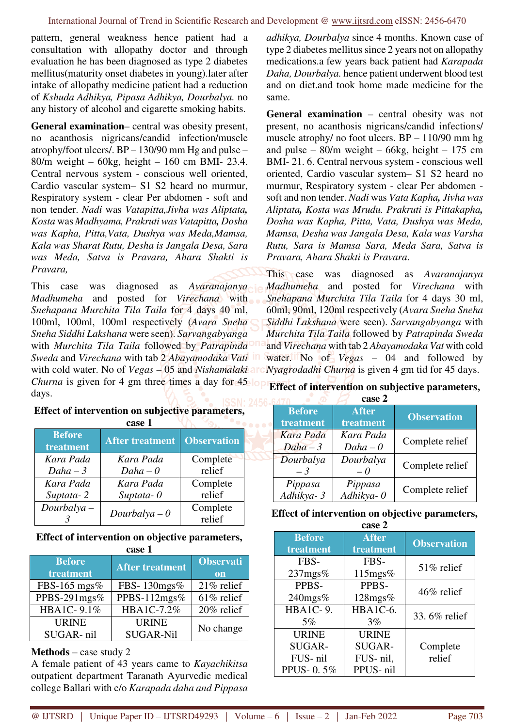pattern, general weakness hence patient had a consultation with allopathy doctor and through evaluation he has been diagnosed as type 2 diabetes mellitus(maturity onset diabetes in young).later after intake of allopathy medicine patient had a reduction of *Kshuda Adhikya, Pipasa Adhikya, Dourbalya.* no any history of alcohol and cigarette smoking habits.

**General examination**– central was obesity present, no acanthosis nigricans/candid infection/muscle atrophy/foot ulcers/. BP – 130/90 mm Hg and pulse – 80/m weight – 60kg, height – 160 cm BMI- 23.4. Central nervous system - conscious well oriented, Cardio vascular system– S1 S2 heard no murmur, Respiratory system - clear Per abdomen - soft and non tender. *Nadi* was *Vatapitta,Jivha was Aliptata, Kosta* was *Madhyama, Prakruti was Vatapitta, Dosha was Kapha, Pitta,Vata, Dushya was Meda,Mamsa, Kala was Sharat Rutu, Desha is Jangala Desa, Sara was Meda, Satva is Pravara, Ahara Shakti is Pravara,*

This case was diagnosed as *Avaranajanya Madhumeha* and posted for *Virechana* with *Snehapana Murchita Tila Taila* for 4 days 40 ml, 100ml, 100ml, 100ml respectively (*Avara Sneha Sneha Siddhi Lakshana* were seen). *Sarvangabyanga* with *Murchita Tila Taila* followed by *Patrapinda Sweda* and *Virechana* with tab 2 *Abayamodaka Vati* with cold water. No of *Vegas* – 05 and *Nishamalaki Churna* is given for 4 gm three times a day for 45 days.

**Effect of intervention on subjective parameters, case 1**

| Before treatment | After treatment | Observation |
|---|---|---|
| *Kara Pada Daha – 3* | *Kara Pada Daha – 0* | Complete relief |
| *Kara Pada Suptata- 2* | *Kara Pada Suptata- 0* | Complete relief |
| *Dourbalya – 3* | *Dourbalya – 0* | Complete relief |

**Effect of intervention on objective parameters, case 1**

| Before treatment | After treatment | Observation |
|---|---|---|
| FBS-165 mgs% | FBS- 130mgs% | 21% relief |
| PPBS-291mgs% | PPBS-112mgs% | 61% relief |
| HBA1C- 9.1% | HBA1C-7.2% | 20% relief |
| URINE SUGAR- nil | URINE SUGAR-Nil | No change |

**Methods** – case study 2

A female patient of 43 years came to *Kayachikitsa* outpatient department Taranath Ayurvedic medical college Ballari with c/o *Karapada daha and Pippasa adhikya, Dourbalya* since 4 months. Known case of type 2 diabetes mellitus since 2 years not on allopathy medications.a few years back patient had *Karapada Daha, Dourbalya.* hence patient underwent blood test and on diet.and took home made medicine for the same.

**General examination** – central obesity was not present, no acanthosis nigricans/candid infections/ muscle atrophy/ no foot ulcers. BP – 110/90 mm hg and pulse – 80/m weight – 66kg, height – 175 cm BMI- 21. 6. Central nervous system - conscious well oriented, Cardio vascular system– S1 S2 heard no murmur, Respiratory system - clear Per abdomen - soft and non tender. *Nadi* was *Vata Kapha, Jivha was Aliptata, Kosta was Mrudu. Prakruti is Pittakapha, Dosha was Kapha, Pitta, Vata, Dushya was Meda, Mamsa, Desha was Jangala Desa, Kala was Varsha Rutu, Sara is Mamsa Sara, Meda Sara, Satva is Pravara, Ahara Shakti is Pravara*.

This case was diagnosed as *Avaranajanya Madhumeha* and posted for *Virechana* with *Snehapana Murchita Tila Taila* for 4 days 30 ml, 60ml, 90ml, 120ml respectively (*Avara Sneha Sneha Siddhi Lakshana* were seen). *Sarvangabyanga* with *Murchita Tila Taila* followed by *Patrapinda Sweda* and *Virechana* with tab 2 *Abayamodaka Vat* with cold water. No of *Vegas* – 04 and followed by *Nyagrodadhi Churna* is given 4 gm tid for 45 days.

**Effect of intervention on subjective parameters, case 2**

| Before treatment | After treatment | Observation |
|---|---|---|
| *Kara Pada Daha – 3* | *Kara Pada Daha – 0* | Complete relief |
| *Dourbalya – 3* | *Dourbalya – 0* | Complete relief |
| *Pippasa Adhikya- 3* | *Pippasa Adhikya- 0* | Complete relief |

**Effect of intervention on objective parameters, case 2**

| Before treatment | After treatment | Observation |
|---|---|---|
| FBS-237mgs% | FBS-115mgs% | 51% relief |
| PPBS-240mgs% | PPBS-128mgs% | 46% relief |
| HBA1C- 9.5% | HBA1C-6.3% | 33. 6% relief |
| URINE SUGAR-FUS- nil PPUS- 0. 5% | URINE SUGAR-FUS- nil, PPUS- nil | Complete relief |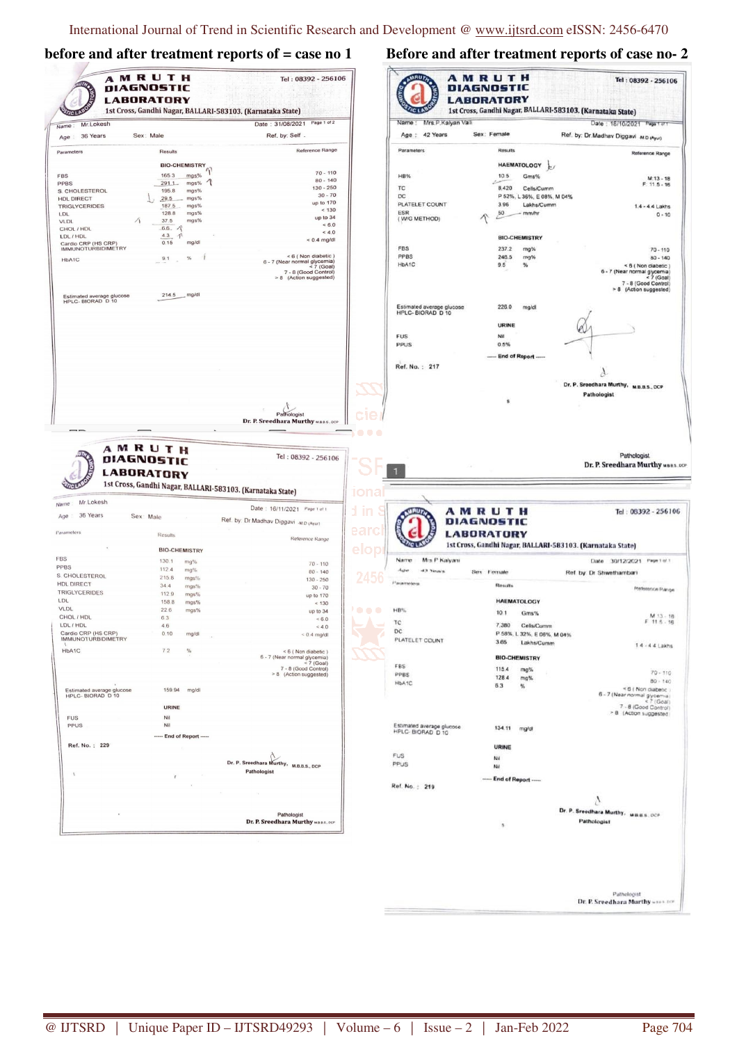**before and after treatment reports of = case no 1**

**AMRUTH DIAGNOSTIC LABORATORY**
1st Cross, Gandhi Nagar, BALLARI-583103. (Karnataka State)
Tel : 08392 - 256106

Name : Mr.Lokesh | Date : 31/08/2021 | Page 1 of 2
Age : 36 Years | Sex : Male | Ref. by: Self .

| Parameters | Results | | Reference Range |
|---|---|---|---|
| **BIO-CHEMISTRY** | | | |
| FBS | 165.3 | mgs% | 70 - 110 |
| PPBS | 291.1 | mgs% | 80 - 140 |
| S. CHOLESTEROL | 195.8 | mgs% | 130 - 250 |
| HDL DIRECT | 29.5 | mgs% | 30 - 70 |
| TRIGLYCERIDES | 187.5 | mgs% | up to 170 |
| LDL | 128.8 | mgs% | < 130 |
| VLDL | 37.5 | mgs% | up to 34 |
| CHOL / HDL | 6.6 | | < 6.0 |
| LDL / HDL | 4.3 | | < 4.0 |
| Cardio CRP (HS CRP) IMMUNOTURBIDIMETRY | 0.15 | mg/dl | < 0.4 mg/dl |
| HbA1C | 9.1 | % | < 6 ( Non diabetic ) 6 - 7 (Near normal glycemia) < 7 (Goal) 7 - 8 (Good Control) > 8 (Action suggested) |
| Estimated average glucose HPLC- BIORAD D 10 | 214.5 | mg/dl | |

Pathologist
Dr. P. Sreedhara Murthy M.B.B.S., DCP

**AMRUTH DIAGNOSTIC LABORATORY**
1st Cross, Gandhi Nagar, BALLARI-583103. (Karnataka State)
Tel : 08392 - 256106

Name : Mr Lokesh | Date : 16/11/2021 | Page 1 of 1
Age : 36 Years | Sex : Male | Ref. by: Dr Madhav Diggavi M.D (Ayu)

| Parameters | Results | | Reference Range |
|---|---|---|---|
| **BIO-CHEMISTRY** | | | |
| FBS | 130.1 | mg% | 70 - 110 |
| PPBS | 112.4 | mg% | 80 - 140 |
| S. CHOLESTEROL | 215.8 | mgs% | 130 - 250 |
| HDL DIRECT | 34.4 | mgs% | 30 - 70 |
| TRIGLYCERIDES | 112.9 | mgs% | up to 170 |
| LDL | 158.8 | mgs% | < 130 |
| VLDL | 22.6 | mgs% | up to 34 |
| CHOL / HDL | 6.3 | | < 6.0 |
| LDL / HDL | 4.6 | | < 4.0 |
| Cardio CRP (HS CRP) IMMUNOTURBIDIMETRY | 0.10 | mg/dl | < 0.4 mg/dl |
| HbA1C | 7.2 | % | < 6 ( Non diabetic ) 6 - 7 (Near normal glycemia) < 7 (Goal) 7 - 8 (Good Control) > 8 (Action suggested) |
| Estimated average glucose HPLC- BIORAD D 10 | 159.94 | mg/dl | |
| **URINE** | | | |
| FUS | Nil | | |
| PPUS | Nil | | |

---- End of Report ----

Ref. No. : 229

Dr. P. Sreedhara Murthy, M.B.B.S., DCP
Pathologist

Pathologist
Dr. P. Sreedhara Murthy M.B.B.S., DCP

**Before and after treatment reports of case no- 2**

**AMRUTH DIAGNOSTIC LABORATORY**
1st Cross, Gandhi Nagar, BALLARI-583103. (Karnataka State)
Tel : 08392 - 256106

Name : Mrs.P.Kalyan Valli | Date : 18/10/2021 | Page 1 of 1
Age : 42 Years | Sex : Female | Ref. by: Dr.Madhav Diggavi M.D (Ayu)

| Parameters | Results | | Reference Range |
|---|---|---|---|
| **HAEMATOLOGY** | | | |
| HB% | 10.5 | Gms% | M:13 - 18 F: 11.5 - 16 |
| TC | 8,420 | Cells/Cumm | |
| DC | P 52%, L 36%, E 08%, M 04% | | |
| PLATELET COUNT | 3.96 | Lakhs/Cumm | 1.4 - 4.4 Lakhs |
| ESR (W/G METHOD) | 50 | mm/hr | 0 - 10 |
| **BIO-CHEMISTRY** | | | |
| FBS | 237.2 | mg% | 70 - 110 |
| PPBS | 246.5 | mg% | 80 - 140 |
| HbA1C | 9.5 | % | < 6 ( Non diabetic ) 6 - 7 (Near normal glycemia) < 7 (Goal) 7 - 8 (Good Control) > 8 (Action suggested) |
| Estimated average glucose HPLC- BIORAD D 10 | 226.0 | mg/dl | |
| **URINE** | | | |
| FUS | Nil | | |
| PPUS | 0.5% | | |

---- End of Report ----

Ref. No. : 217

Dr. P. Sreedhara Murthy, M.B.B.S., DCP
Pathologist

Pathologist
Dr. P. Sreedhara Murthy M.B.B.S., DCP

**AMRUTH DIAGNOSTIC LABORATORY**
1st Cross, Gandhi Nagar, BALLARI-583103. (Karnataka State)
Tel : 08392 - 256106

Name : Mrs P Kalyani | Date : 30/12/2021 | Page 1 of 1
Age : 43 Years | Sex : Female | Ref. by: Dr Shwethambari

| Parameters | Results | | Reference Range |
|---|---|---|---|
| **HAEMATOLOGY** | | | |
| HB% | 10.1 | Gms% | M 13 - 18 F 11.5 - 16 |
| TC | 7,380 | Cells/Cumm | |
| DC | P 58%, L 32%, E 06%, M 04% | | |
| PLATELET COUNT | 3.65 | Lakhs/Cumm | 1.4 - 4.4 Lakhs |
| **BIO-CHEMISTRY** | | | |
| FBS | 115.4 | mg% | 70 - 110 |
| PPBS | 128.4 | mg% | 80 - 140 |
| HbA1C | 6.3 | % | < 6 ( Non diabetic ) 6 - 7 (Near normal glycemia) < 7 (Goal) 7 - 8 (Good Control) > 8 (Action suggested) |
| Estimated average glucose HPLC- BIORAD D 10 | 134.11 | mg/dl | |
| **URINE** | | | |
| FUS | Nil | | |
| PPUS | Nil | | |

---- End of Report ----

Ref. No. : 219

Dr. P. Sreedhara Murthy, M.B.B.S., DCP
Pathologist

Pathologist
Dr. P. Sreedhara Murthy M.B.B.S., DCP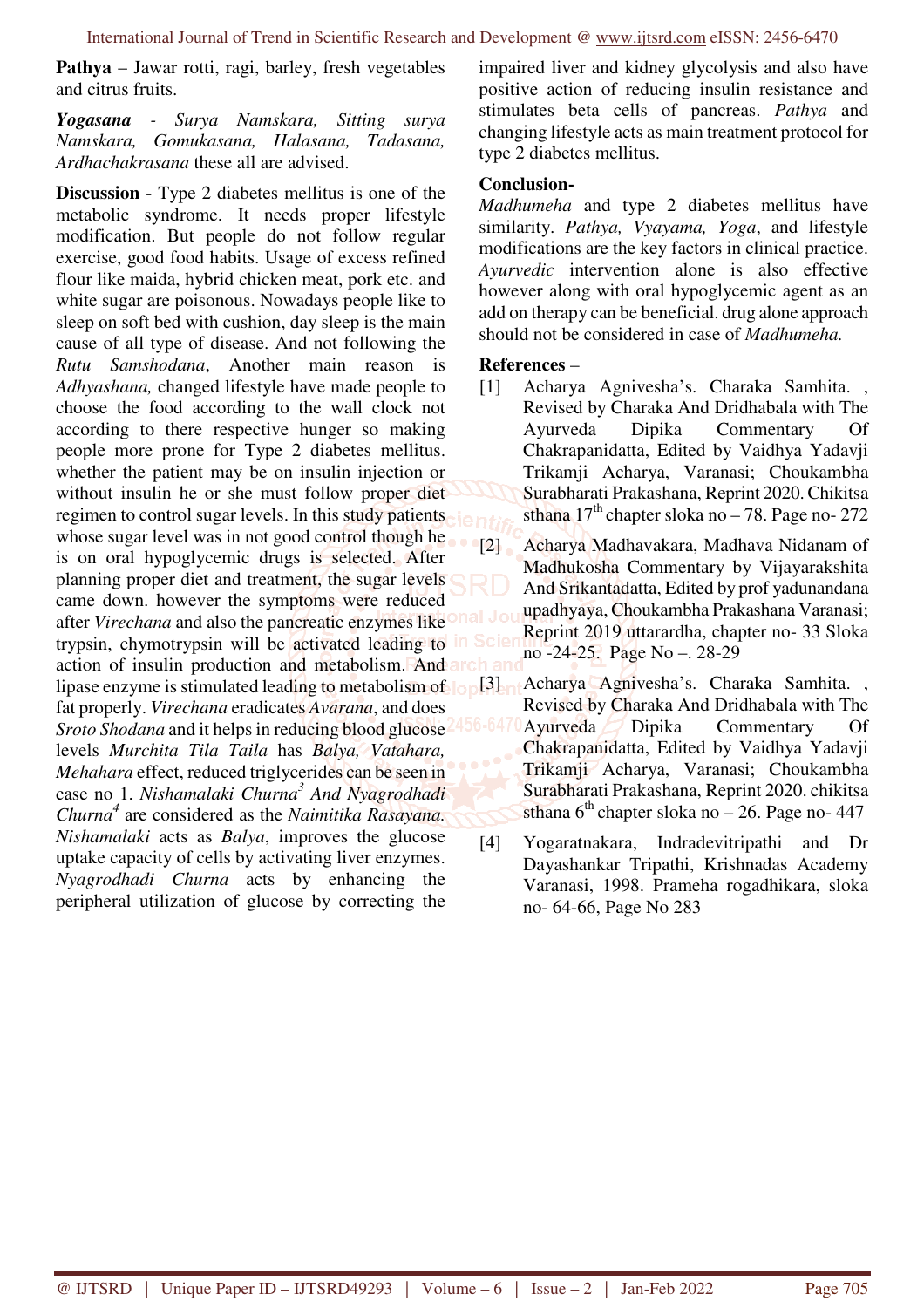**Pathya** – Jawar rotti, ragi, barley, fresh vegetables and citrus fruits.

***Yogasana*** - *Surya Namskara, Sitting surya Namskara, Gomukasana, Halasana, Tadasana, Ardhachakrasana* these all are advised.

**Discussion** - Type 2 diabetes mellitus is one of the metabolic syndrome. It needs proper lifestyle modification. But people do not follow regular exercise, good food habits. Usage of excess refined flour like maida, hybrid chicken meat, pork etc. and white sugar are poisonous. Nowadays people like to sleep on soft bed with cushion, day sleep is the main cause of all type of disease. And not following the *Rutu Samshodana*, Another main reason is *Adhyashana,* changed lifestyle have made people to choose the food according to the wall clock not according to there respective hunger so making people more prone for Type 2 diabetes mellitus. whether the patient may be on insulin injection or without insulin he or she must follow proper diet regimen to control sugar levels. In this study patients whose sugar level was in not good control though he is on oral hypoglycemic drugs is selected. After planning proper diet and treatment, the sugar levels came down. however the symptoms were reduced after *Virechana* and also the pancreatic enzymes like trypsin, chymotrypsin will be activated leading to action of insulin production and metabolism. And lipase enzyme is stimulated leading to metabolism of fat properly. *Virechana* eradicates *Avarana*, and does *Sroto Shodana* and it helps in reducing blood glucose levels *Murchita Tila Taila* has *Balya, Vatahara, Mehahara* effect, reduced triglycerides can be seen in case no 1. *Nishamalaki Churna*[3] *And Nyagrodhadi Churna*[4] are considered as the *Naimitika Rasayana. Nishamalaki* acts as *Balya*, improves the glucose uptake capacity of cells by activating liver enzymes. *Nyagrodhadi Churna* acts by enhancing the peripheral utilization of glucose by correcting the impaired liver and kidney glycolysis and also have positive action of reducing insulin resistance and stimulates beta cells of pancreas. *Pathya* and changing lifestyle acts as main treatment protocol for type 2 diabetes mellitus.

**Conclusion-**

*Madhumeha* and type 2 diabetes mellitus have similarity. *Pathya, Vyayama, Yoga*, and lifestyle modifications are the key factors in clinical practice. *Ayurvedic* intervention alone is also effective however along with oral hypoglycemic agent as an add on therapy can be beneficial. drug alone approach should not be considered in case of *Madhumeha.*

**References** –

[1] Acharya Agnivesha's. Charaka Samhita. , Revised by Charaka And Dridhabala with The Ayurveda Dipika Commentary Of Chakrapanidatta, Edited by Vaidhya Yadavji Trikamji Acharya, Varanasi; Choukambha Surabharati Prakashana, Reprint 2020. Chikitsa sthana 17th chapter sloka no – 78. Page no- 272

[2] Acharya Madhavakara, Madhava Nidanam of Madhukosha Commentary by Vijayarakshita And Srikantadatta, Edited by prof yadunandana upadhyaya, Choukambha Prakashana Varanasi; Reprint 2019 uttarardha, chapter no- 33 Sloka no -24-25. Page No –. 28-29

[3] Acharya Agnivesha's. Charaka Samhita. , Revised by Charaka And Dridhabala with The Ayurveda Dipika Commentary Of Chakrapanidatta, Edited by Vaidhya Yadavji Trikamji Acharya, Varanasi; Choukambha Surabharati Prakashana, Reprint 2020. chikitsa sthana 6th chapter sloka no – 26. Page no- 447

[4] Yogaratnakara, Indradevitripathi and Dr Dayashankar Tripathi, Krishnadas Academy Varanasi, 1998. Prameha rogadhikara, sloka no- 64-66, Page No 283